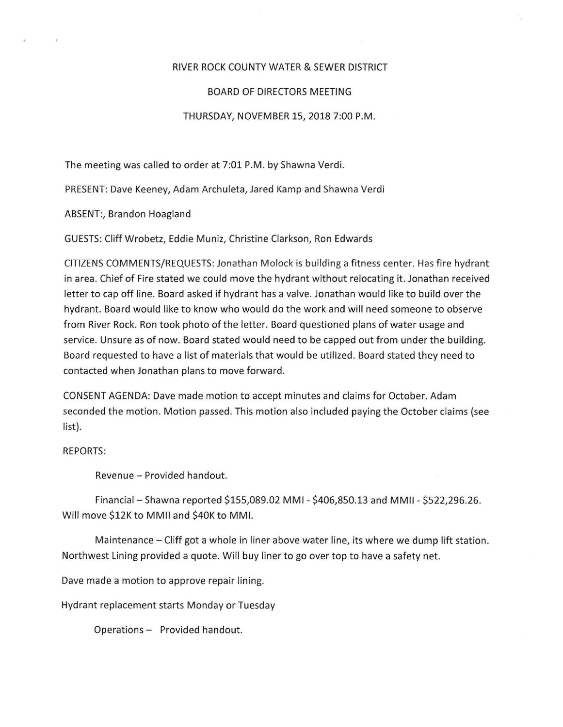# RIVER ROCK COUNTY WATER & SEWER DISTRICT

## BOARD OF DIRECTORS MEETING

### THURSDAY, NOVEMBER 15, 2018 7:00 P.M.

The meeting was called to order at 7:01 P.M. by Shawna Verdi.

PRESENT: Dave Keeney, Adam Archuleta, Jared Kamp and Shawna Verdi

ABSENT:, Brandon Hoagland

GUESTS: Cliff Wrobetz, Eddie Muniz, Christine Clarkson, Ron Edwards

CITIZENS COMMENTS/REQUESTS: Jonathan Molock is building a fitness center. Has fire hydrant in area. Chief of Fire stated we could move the hydrant without relocating it. Jonathan received letter to cap off line. Board asked if hydrant has a valve. Jonathan would like to build over the hydrant. Board would like to know who would do the work and will need someone to observe from River Rock. Ron took photo of the letter. Board questioned plans of water usage and service. Unsure as of now. Board stated would need to be capped out from under the building. Board requested to have a list of materials that would be utilized. Board stated they need to contacted when Jonathan plans to move forward.

CONSENT AGENDA: Dave made motion to accept minutes and claims for October. Adam seconded the motion. Motion passed. This motion also included paying the October claims (see list).

REPORTS:

Revenue – Provided handout.

Financial – Shawna reported $155,089.02 MMI - $406,850.13 and MMII - $522,296.26. Will move $12K to MMII and $40K to MMI.

Maintenance – Cliff got a whole in liner above water line, its where we dump lift station. Northwest Lining provided a quote. Will buy liner to go over top to have a safety net.

Dave made a motion to approve repair lining.

Hydrant replacement starts Monday or Tuesday

Operations – Provided handout.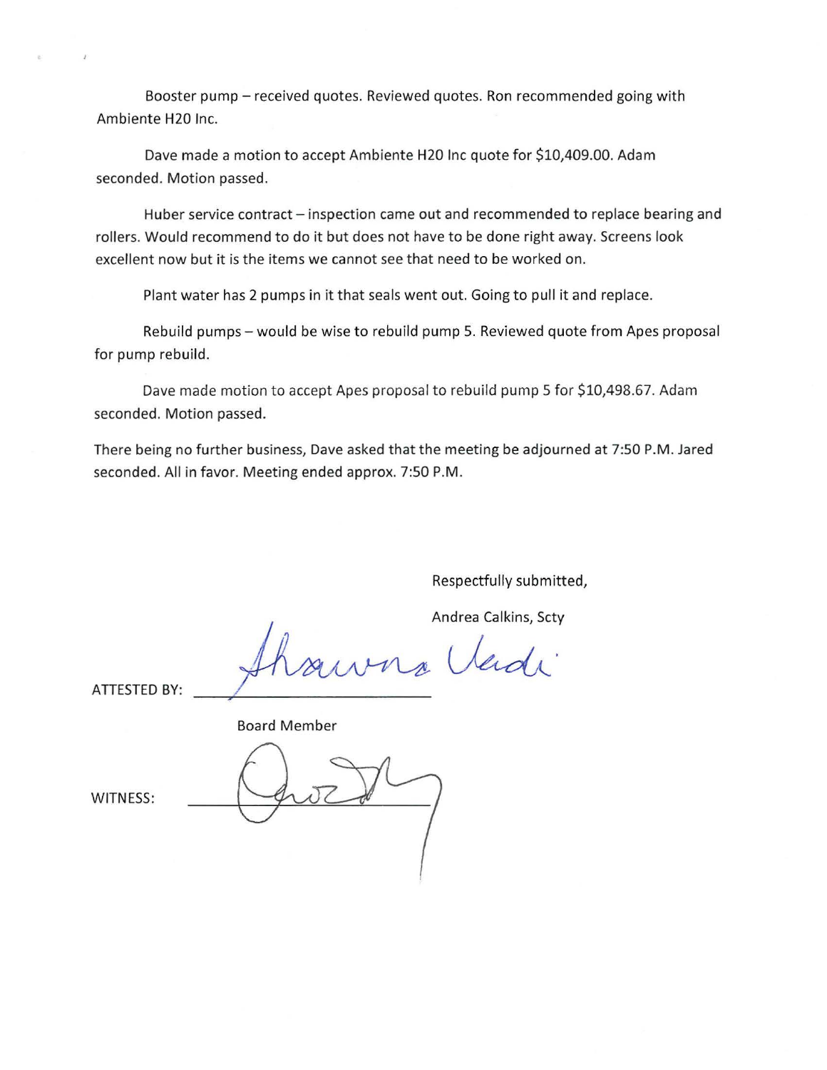Booster pump – received quotes. Reviewed quotes. Ron recommended going with Ambiente H20 Inc.

Dave made a motion to accept Ambiente H20 Inc quote for $10,409.00. Adam seconded. Motion passed.

Huber service contract – inspection came out and recommended to replace bearing and rollers. Would recommend to do it but does not have to be done right away. Screens look excellent now but it is the items we cannot see that need to be worked on.

Plant water has 2 pumps in it that seals went out. Going to pull it and replace.

Rebuild pumps – would be wise to rebuild pump 5. Reviewed quote from Apes proposal for pump rebuild.

Dave made motion to accept Apes proposal to rebuild pump 5 for $10,498.67. Adam seconded. Motion passed.

There being no further business, Dave asked that the meeting be adjourned at 7:50 P.M. Jared seconded. All in favor. Meeting ended approx. 7:50 P.M.

Respectfully submitted,

Andrea Calkins, Scty

ATTESTED BY: ______________________

Board Member

WITNESS: ______________________